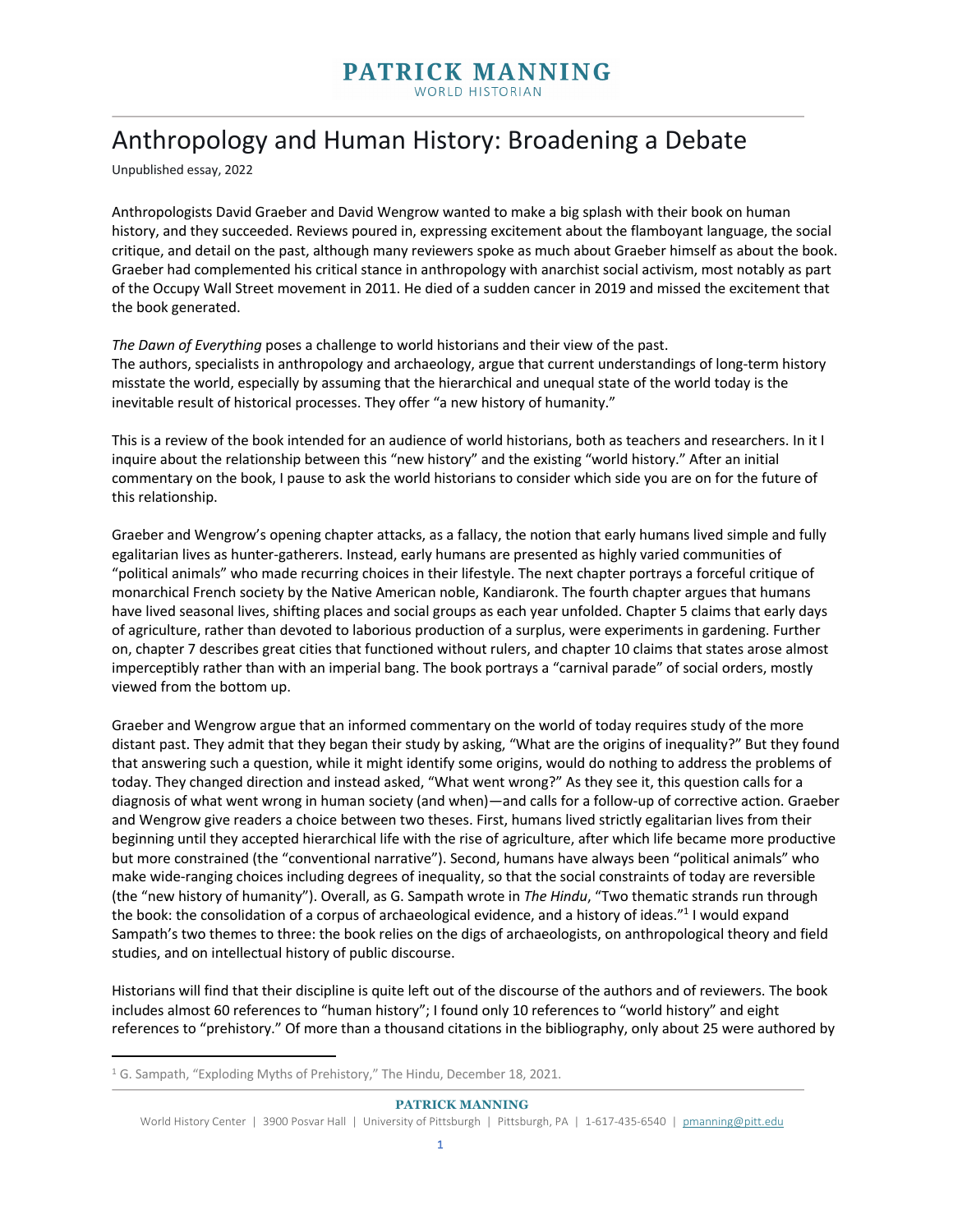# Anthropology and Human History: Broadening a Debate

Unpublished essay, 2022

Anthropologists David Graeber and David Wengrow wanted to make a big splash with their book on human history, and they succeeded. Reviews poured in, expressing excitement about the flamboyant language, the social critique, and detail on the past, although many reviewers spoke as much about Graeber himself as about the book. Graeber had complemented his critical stance in anthropology with anarchist social activism, most notably as part of the Occupy Wall Street movement in 2011. He died of a sudden cancer in 2019 and missed the excitement that the book generated.

*The Dawn of Everything* poses a challenge to world historians and their view of the past. The authors, specialists in anthropology and archaeology, argue that current understandings of long-term history misstate the world, especially by assuming that the hierarchical and unequal state of the world today is the inevitable result of historical processes. They offer "a new history of humanity."

This is a review of the book intended for an audience of world historians, both as teachers and researchers. In it I inquire about the relationship between this "new history" and the existing "world history." After an initial commentary on the book, I pause to ask the world historians to consider which side you are on for the future of this relationship.

Graeber and Wengrow's opening chapter attacks, as a fallacy, the notion that early humans lived simple and fully egalitarian lives as hunter-gatherers. Instead, early humans are presented as highly varied communities of "political animals" who made recurring choices in their lifestyle. The next chapter portrays a forceful critique of monarchical French society by the Native American noble, Kandiaronk. The fourth chapter argues that humans have lived seasonal lives, shifting places and social groups as each year unfolded. Chapter 5 claims that early days of agriculture, rather than devoted to laborious production of a surplus, were experiments in gardening. Further on, chapter 7 describes great cities that functioned without rulers, and chapter 10 claims that states arose almost imperceptibly rather than with an imperial bang. The book portrays a "carnival parade" of social orders, mostly viewed from the bottom up.

Graeber and Wengrow argue that an informed commentary on the world of today requires study of the more distant past. They admit that they began their study by asking, "What are the origins of inequality?" But they found that answering such a question, while it might identify some origins, would do nothing to address the problems of today. They changed direction and instead asked, "What went wrong?" As they see it, this question calls for a diagnosis of what went wrong in human society (and when)—and calls for a follow-up of corrective action. Graeber and Wengrow give readers a choice between two theses. First, humans lived strictly egalitarian lives from their beginning until they accepted hierarchical life with the rise of agriculture, after which life became more productive but more constrained (the "conventional narrative"). Second, humans have always been "political animals" who make wide-ranging choices including degrees of inequality, so that the social constraints of today are reversible (the "new history of humanity"). Overall, as G. Sampath wrote in *The Hindu*, "Two thematic strands run through the book: the consolidation of a corpus of archaeological evidence, and a history of ideas."[1] I would expand Sampath's two themes to three: the book relies on the digs of archaeologists, on anthropological theory and field studies, and on intellectual history of public discourse.

Historians will find that their discipline is quite left out of the discourse of the authors and of reviewers. The book includes almost 60 references to "human history"; I found only 10 references to "world history" and eight references to "prehistory." Of more than a thousand citations in the bibliography, only about 25 were authored by

[1] G. Sampath, "Exploding Myths of Prehistory," The Hindu, December 18, 2021.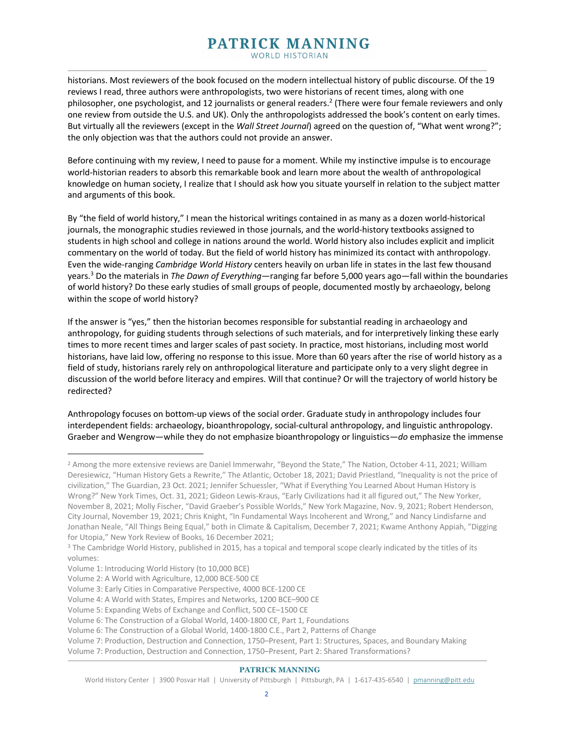historians. Most reviewers of the book focused on the modern intellectual history of public discourse. Of the 19 reviews I read, three authors were anthropologists, two were historians of recent times, along with one philosopher, one psychologist, and 12 journalists or general readers.[2] (There were four female reviewers and only one review from outside the U.S. and UK). Only the anthropologists addressed the book's content on early times. But virtually all the reviewers (except in the *Wall Street Journal*) agreed on the question of, "What went wrong?"; the only objection was that the authors could not provide an answer.

Before continuing with my review, I need to pause for a moment. While my instinctive impulse is to encourage world-historian readers to absorb this remarkable book and learn more about the wealth of anthropological knowledge on human society, I realize that I should ask how you situate yourself in relation to the subject matter and arguments of this book.

By "the field of world history," I mean the historical writings contained in as many as a dozen world-historical journals, the monographic studies reviewed in those journals, and the world-history textbooks assigned to students in high school and college in nations around the world. World history also includes explicit and implicit commentary on the world of today. But the field of world history has minimized its contact with anthropology. Even the wide-ranging *Cambridge World History* centers heavily on urban life in states in the last few thousand years.[3] Do the materials in *The Dawn of Everything*—ranging far before 5,000 years ago—fall within the boundaries of world history? Do these early studies of small groups of people, documented mostly by archaeology, belong within the scope of world history?

If the answer is "yes," then the historian becomes responsible for substantial reading in archaeology and anthropology, for guiding students through selections of such materials, and for interpretively linking these early times to more recent times and larger scales of past society. In practice, most historians, including most world historians, have laid low, offering no response to this issue. More than 60 years after the rise of world history as a field of study, historians rarely rely on anthropological literature and participate only to a very slight degree in discussion of the world before literacy and empires. Will that continue? Or will the trajectory of world history be redirected?

Anthropology focuses on bottom-up views of the social order. Graduate study in anthropology includes four interdependent fields: archaeology, bioanthropology, social-cultural anthropology, and linguistic anthropology. Graeber and Wengrow—while they do not emphasize bioanthropology or linguistics—*do* emphasize the immense

---

[2] Among the more extensive reviews are Daniel Immerwahr, "Beyond the State," The Nation, October 4-11, 2021; William Deresiewicz, "Human History Gets a Rewrite," The Atlantic, October 18, 2021; David Priestland, "Inequality is not the price of civilization," The Guardian, 23 Oct. 2021; Jennifer Schuessler, "What if Everything You Learned About Human History is Wrong?" New York Times, Oct. 31, 2021; Gideon Lewis-Kraus, "Early Civilizations had it all figured out," The New Yorker, November 8, 2021; Molly Fischer, "David Graeber's Possible Worlds," New York Magazine, Nov. 9, 2021; Robert Henderson, City Journal, November 19, 2021; Chris Knight, "In Fundamental Ways Incoherent and Wrong," and Nancy Lindisfarne and Jonathan Neale, "All Things Being Equal," both in Climate & Capitalism, December 7, 2021; Kwame Anthony Appiah, "Digging for Utopia," New York Review of Books, 16 December 2021;

[3] The Cambridge World History, published in 2015, has a topical and temporal scope clearly indicated by the titles of its volumes:

Volume 1: Introducing World History (to 10,000 BCE)
Volume 2: A World with Agriculture, 12,000 BCE-500 CE
Volume 3: Early Cities in Comparative Perspective, 4000 BCE-1200 CE
Volume 4: A World with States, Empires and Networks, 1200 BCE–900 CE
Volume 5: Expanding Webs of Exchange and Conflict, 500 CE–1500 CE
Volume 6: The Construction of a Global World, 1400-1800 CE, Part 1, Foundations
Volume 6: The Construction of a Global World, 1400-1800 C.E., Part 2, Patterns of Change
Volume 7: Production, Destruction and Connection, 1750–Present, Part 1: Structures, Spaces, and Boundary Making
Volume 7: Production, Destruction and Connection, 1750–Present, Part 2: Shared Transformations?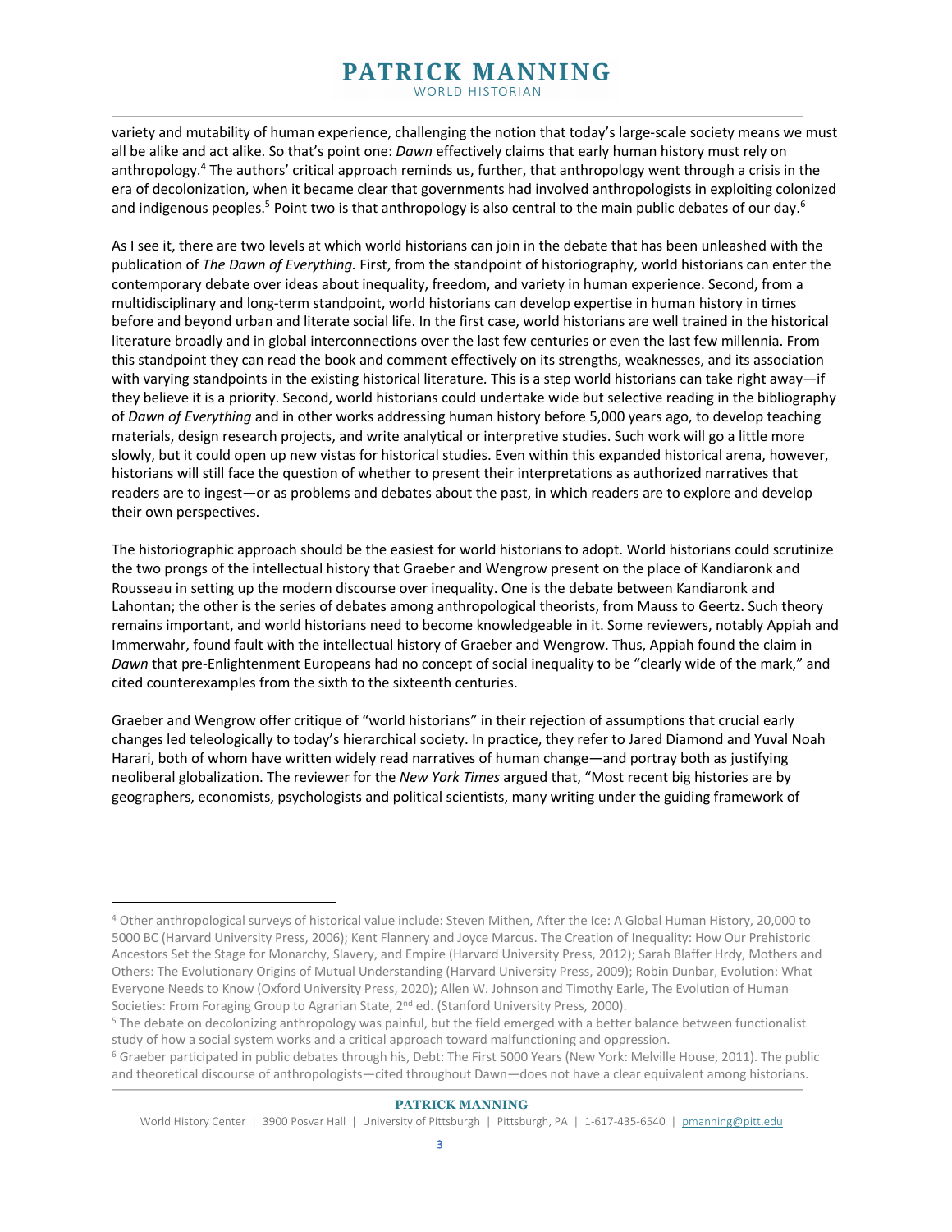variety and mutability of human experience, challenging the notion that today's large-scale society means we must all be alike and act alike. So that's point one: *Dawn* effectively claims that early human history must rely on anthropology.[4] The authors' critical approach reminds us, further, that anthropology went through a crisis in the era of decolonization, when it became clear that governments had involved anthropologists in exploiting colonized and indigenous peoples.[5] Point two is that anthropology is also central to the main public debates of our day.[6]

As I see it, there are two levels at which world historians can join in the debate that has been unleashed with the publication of *The Dawn of Everything.* First, from the standpoint of historiography, world historians can enter the contemporary debate over ideas about inequality, freedom, and variety in human experience. Second, from a multidisciplinary and long-term standpoint, world historians can develop expertise in human history in times before and beyond urban and literate social life. In the first case, world historians are well trained in the historical literature broadly and in global interconnections over the last few centuries or even the last few millennia. From this standpoint they can read the book and comment effectively on its strengths, weaknesses, and its association with varying standpoints in the existing historical literature. This is a step world historians can take right away—if they believe it is a priority. Second, world historians could undertake wide but selective reading in the bibliography of *Dawn of Everything* and in other works addressing human history before 5,000 years ago, to develop teaching materials, design research projects, and write analytical or interpretive studies. Such work will go a little more slowly, but it could open up new vistas for historical studies. Even within this expanded historical arena, however, historians will still face the question of whether to present their interpretations as authorized narratives that readers are to ingest—or as problems and debates about the past, in which readers are to explore and develop their own perspectives.

The historiographic approach should be the easiest for world historians to adopt. World historians could scrutinize the two prongs of the intellectual history that Graeber and Wengrow present on the place of Kandiaronk and Rousseau in setting up the modern discourse over inequality. One is the debate between Kandiaronk and Lahontan; the other is the series of debates among anthropological theorists, from Mauss to Geertz. Such theory remains important, and world historians need to become knowledgeable in it. Some reviewers, notably Appiah and Immerwahr, found fault with the intellectual history of Graeber and Wengrow. Thus, Appiah found the claim in *Dawn* that pre-Enlightenment Europeans had no concept of social inequality to be "clearly wide of the mark," and cited counterexamples from the sixth to the sixteenth centuries.

Graeber and Wengrow offer critique of "world historians" in their rejection of assumptions that crucial early changes led teleologically to today's hierarchical society. In practice, they refer to Jared Diamond and Yuval Noah Harari, both of whom have written widely read narratives of human change—and portray both as justifying neoliberal globalization. The reviewer for the *New York Times* argued that, "Most recent big histories are by geographers, economists, psychologists and political scientists, many writing under the guiding framework of

---

[4] Other anthropological surveys of historical value include: Steven Mithen, After the Ice: A Global Human History, 20,000 to 5000 BC (Harvard University Press, 2006); Kent Flannery and Joyce Marcus. The Creation of Inequality: How Our Prehistoric Ancestors Set the Stage for Monarchy, Slavery, and Empire (Harvard University Press, 2012); Sarah Blaffer Hrdy, Mothers and Others: The Evolutionary Origins of Mutual Understanding (Harvard University Press, 2009); Robin Dunbar, Evolution: What Everyone Needs to Know (Oxford University Press, 2020); Allen W. Johnson and Timothy Earle, The Evolution of Human Societies: From Foraging Group to Agrarian State, 2nd ed. (Stanford University Press, 2000).

[5] The debate on decolonizing anthropology was painful, but the field emerged with a better balance between functionalist study of how a social system works and a critical approach toward malfunctioning and oppression.

[6] Graeber participated in public debates through his, Debt: The First 5000 Years (New York: Melville House, 2011). The public and theoretical discourse of anthropologists—cited throughout Dawn—does not have a clear equivalent among historians.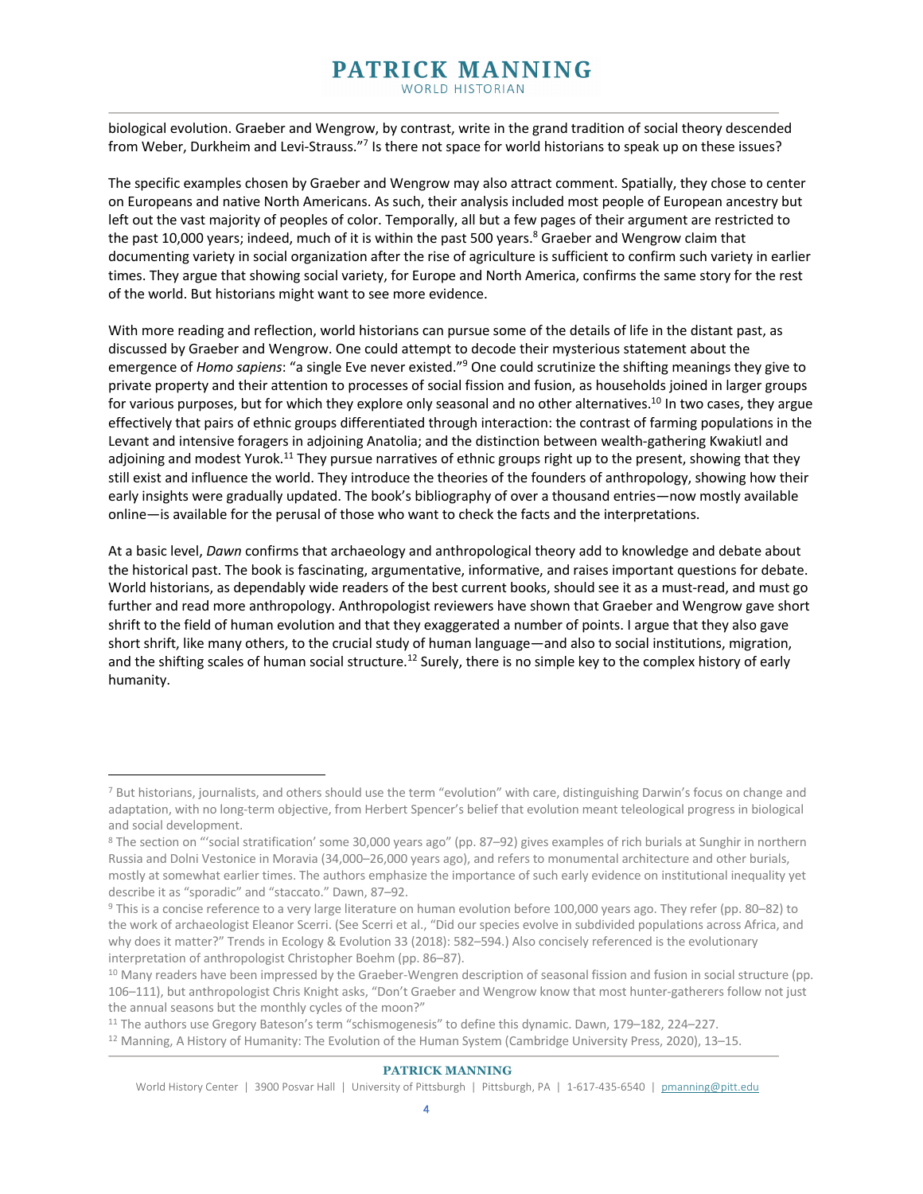biological evolution. Graeber and Wengrow, by contrast, write in the grand tradition of social theory descended from Weber, Durkheim and Levi-Strauss."[7] Is there not space for world historians to speak up on these issues?

The specific examples chosen by Graeber and Wengrow may also attract comment. Spatially, they chose to center on Europeans and native North Americans. As such, their analysis included most people of European ancestry but left out the vast majority of peoples of color. Temporally, all but a few pages of their argument are restricted to the past 10,000 years; indeed, much of it is within the past 500 years.[8] Graeber and Wengrow claim that documenting variety in social organization after the rise of agriculture is sufficient to confirm such variety in earlier times. They argue that showing social variety, for Europe and North America, confirms the same story for the rest of the world. But historians might want to see more evidence.

With more reading and reflection, world historians can pursue some of the details of life in the distant past, as discussed by Graeber and Wengrow. One could attempt to decode their mysterious statement about the emergence of *Homo sapiens*: "a single Eve never existed."[9] One could scrutinize the shifting meanings they give to private property and their attention to processes of social fission and fusion, as households joined in larger groups for various purposes, but for which they explore only seasonal and no other alternatives.[10] In two cases, they argue effectively that pairs of ethnic groups differentiated through interaction: the contrast of farming populations in the Levant and intensive foragers in adjoining Anatolia; and the distinction between wealth-gathering Kwakiutl and adjoining and modest Yurok.[11] They pursue narratives of ethnic groups right up to the present, showing that they still exist and influence the world. They introduce the theories of the founders of anthropology, showing how their early insights were gradually updated. The book's bibliography of over a thousand entries—now mostly available online—is available for the perusal of those who want to check the facts and the interpretations.

At a basic level, *Dawn* confirms that archaeology and anthropological theory add to knowledge and debate about the historical past. The book is fascinating, argumentative, informative, and raises important questions for debate. World historians, as dependably wide readers of the best current books, should see it as a must-read, and must go further and read more anthropology. Anthropological reviewers have shown that Graeber and Wengrow gave short shrift to the field of human evolution and that they exaggerated a number of points. I argue that they also gave short shrift, like many others, to the crucial study of human language—and also to social institutions, migration, and the shifting scales of human social structure.[12] Surely, there is no simple key to the complex history of early humanity.

---

[7] But historians, journalists, and others should use the term "evolution" with care, distinguishing Darwin's focus on change and adaptation, with no long-term objective, from Herbert Spencer's belief that evolution meant teleological progress in biological and social development.

[8] The section on "'social stratification' some 30,000 years ago" (pp. 87–92) gives examples of rich burials at Sunghir in northern Russia and Dolni Vestonice in Moravia (34,000–26,000 years ago), and refers to monumental architecture and other burials, mostly at somewhat earlier times. The authors emphasize the importance of such early evidence on institutional inequality yet describe it as "sporadic" and "staccato." Dawn, 87–92.

[9] This is a concise reference to a very large literature on human evolution before 100,000 years ago. They refer (pp. 80–82) to the work of archaeologist Eleanor Scerri. (See Scerri et al., "Did our species evolve in subdivided populations across Africa, and why does it matter?" Trends in Ecology & Evolution 33 (2018): 582–594.) Also concisely referenced is the evolutionary interpretation of anthropologist Christopher Boehm (pp. 86–87).

[10] Many readers have been impressed by the Graeber-Wengren description of seasonal fission and fusion in social structure (pp. 106–111), but anthropologist Chris Knight asks, "Don't Graeber and Wengrow know that most hunter-gatherers follow not just the annual seasons but the monthly cycles of the moon?"

[11] The authors use Gregory Bateson's term "schismogenesis" to define this dynamic. Dawn, 179–182, 224–227.

[12] Manning, A History of Humanity: The Evolution of the Human System (Cambridge University Press, 2020), 13–15.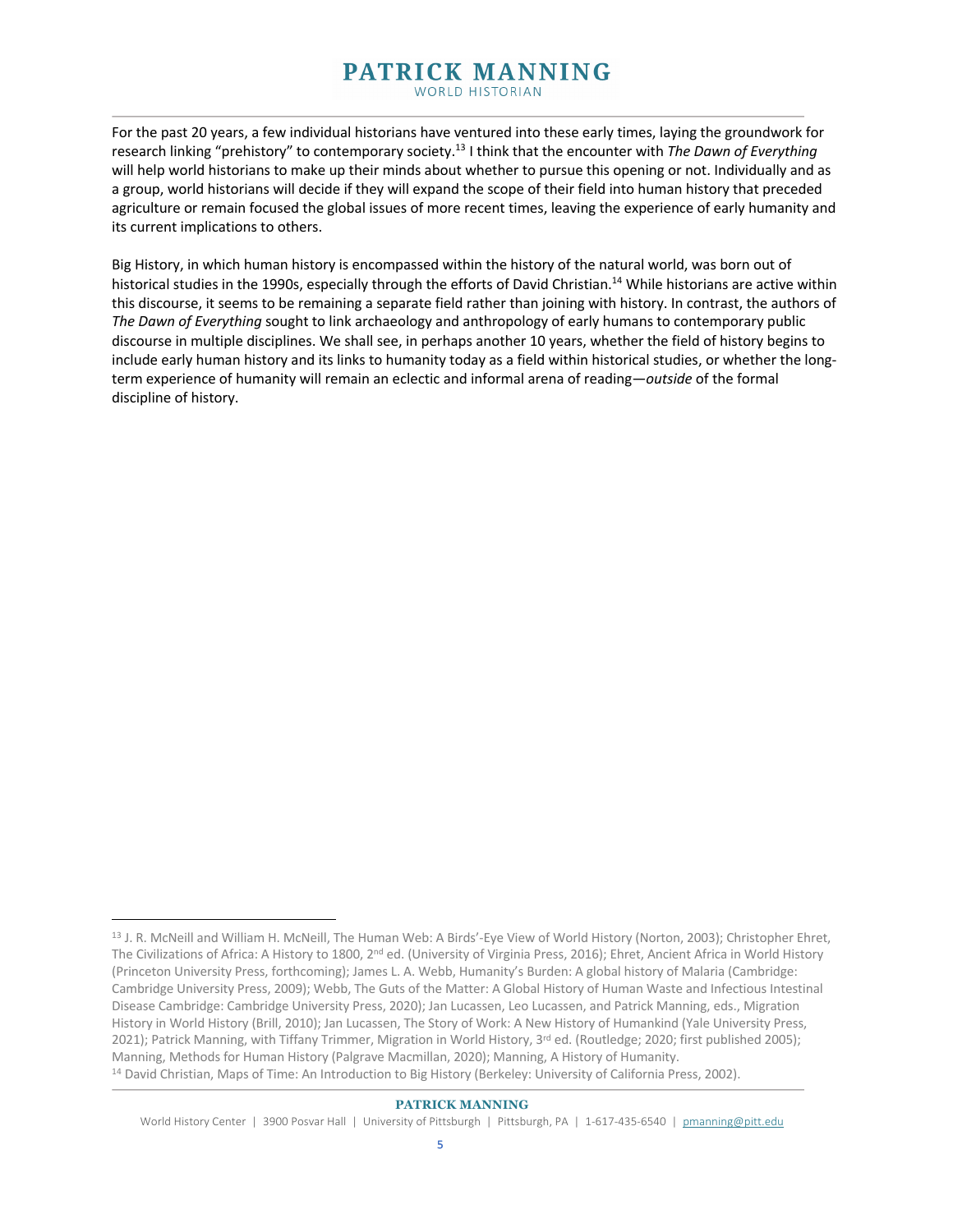For the past 20 years, a few individual historians have ventured into these early times, laying the groundwork for research linking "prehistory" to contemporary society.[13] I think that the encounter with *The Dawn of Everything* will help world historians to make up their minds about whether to pursue this opening or not. Individually and as a group, world historians will decide if they will expand the scope of their field into human history that preceded agriculture or remain focused the global issues of more recent times, leaving the experience of early humanity and its current implications to others.

Big History, in which human history is encompassed within the history of the natural world, was born out of historical studies in the 1990s, especially through the efforts of David Christian.[14] While historians are active within this discourse, it seems to be remaining a separate field rather than joining with history. In contrast, the authors of *The Dawn of Everything* sought to link archaeology and anthropology of early humans to contemporary public discourse in multiple disciplines. We shall see, in perhaps another 10 years, whether the field of history begins to include early human history and its links to humanity today as a field within historical studies, or whether the long-term experience of humanity will remain an eclectic and informal arena of reading—*outside* of the formal discipline of history.

---

[13] J. R. McNeill and William H. McNeill, The Human Web: A Birds'-Eye View of World History (Norton, 2003); Christopher Ehret, The Civilizations of Africa: A History to 1800, 2nd ed. (University of Virginia Press, 2016); Ehret, Ancient Africa in World History (Princeton University Press, forthcoming); James L. A. Webb, Humanity's Burden: A global history of Malaria (Cambridge: Cambridge University Press, 2009); Webb, The Guts of the Matter: A Global History of Human Waste and Infectious Intestinal Disease Cambridge: Cambridge University Press, 2020); Jan Lucassen, Leo Lucassen, and Patrick Manning, eds., Migration History in World History (Brill, 2010); Jan Lucassen, The Story of Work: A New History of Humankind (Yale University Press, 2021); Patrick Manning, with Tiffany Trimmer, Migration in World History, 3rd ed. (Routledge; 2020; first published 2005); Manning, Methods for Human History (Palgrave Macmillan, 2020); Manning, A History of Humanity.

[14] David Christian, Maps of Time: An Introduction to Big History (Berkeley: University of California Press, 2002).